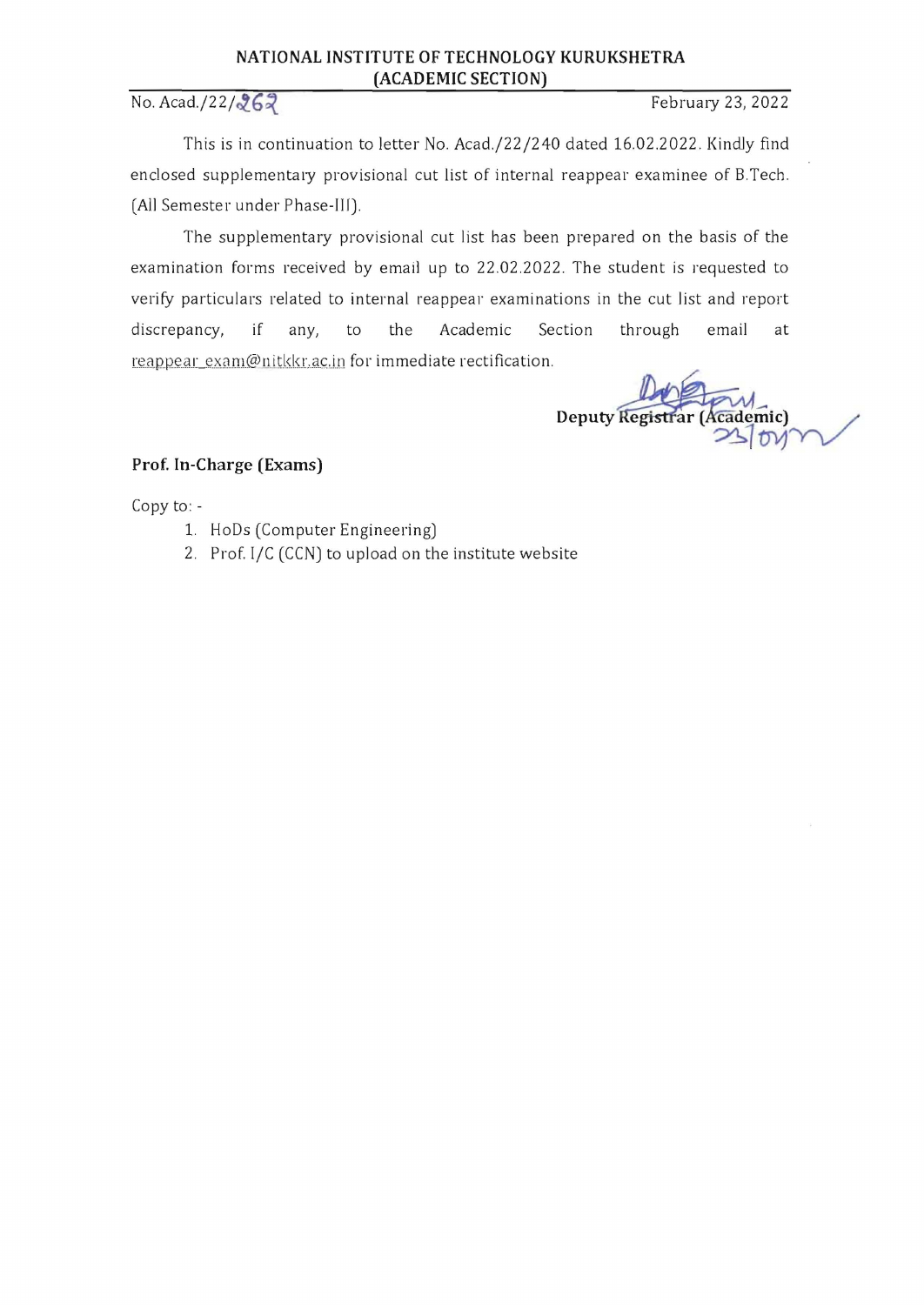**NATIONAL INSTITUTE OF TECHNOLOGY KURUKSHETRA**
**(ACADEMIC SECTION)**

No. Acad./22/262 February 23, 2022

This is in continuation to letter No. Acad./22/240 dated 16.02.2022. Kindly find enclosed supplementary provisional cut list of internal reappear examinee of B.Tech. (All Semester under Phase-III).

The supplementary provisional cut list has been prepared on the basis of the examination forms received by email up to 22.02.2022. The student is requested to verify particulars related to internal reappear examinations in the cut list and report discrepancy, if any, to the Academic Section through email at reappear_exam@nitkkr.ac.in for immediate rectification.

**Deputy Registrar (Academic)**
23/02

**Prof. In-Charge (Exams)**

Copy to: -

1. HoDs (Computer Engineering)
2. Prof. I/C (CCN) to upload on the institute website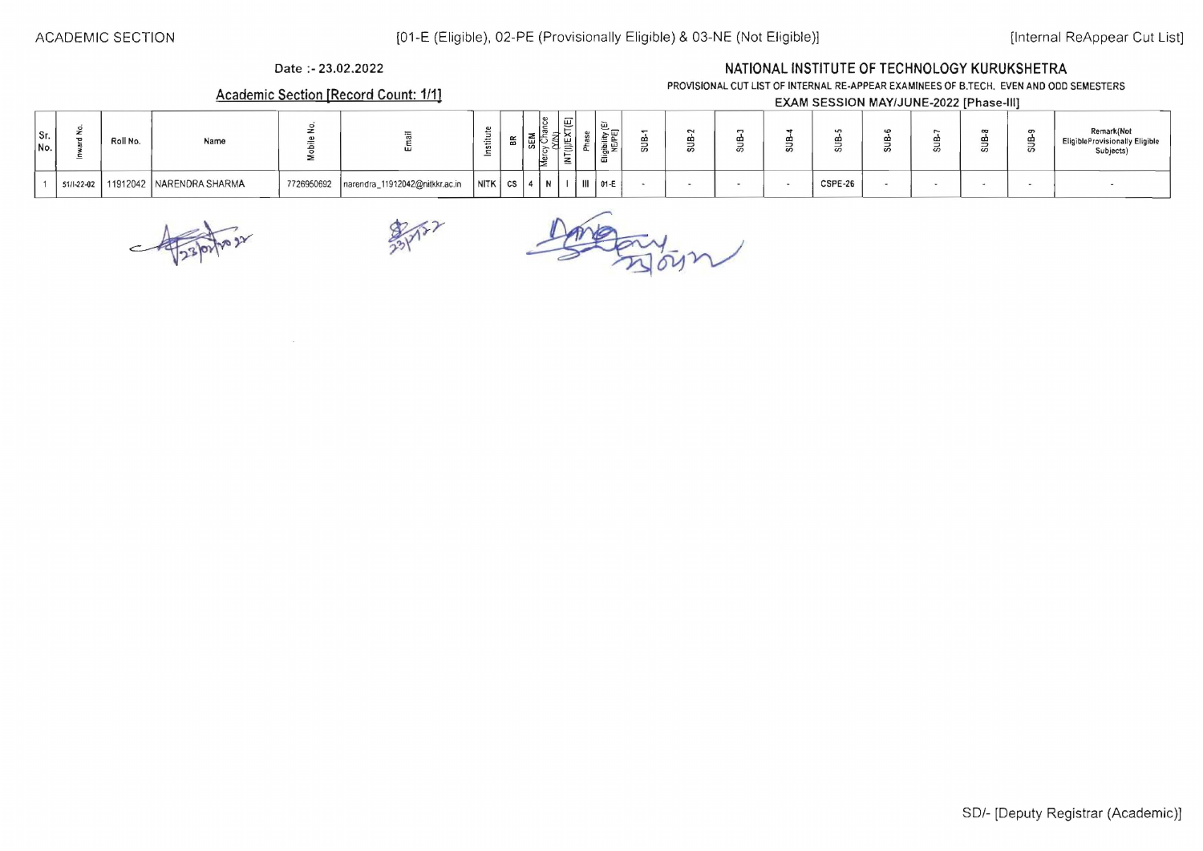ACADEMIC SECTION

[01-E (Eligible), 02-PE (Provisionally Eligible) & 03-NE (Not Eligible)]

[Internal ReAppear Cut List]

Date :- 23.02.2022

## NATIONAL INSTITUTE OF TECHNOLOGY KURUKSHETRA

PROVISIONAL CUT LIST OF INTERNAL RE-APPEAR EXAMINEES OF B.TECH. EVEN AND ODD SEMESTERS

**EXAM SESSION MAY/JUNE-2022 [Phase-III]**

**Academic Section [Record Count: 1/1]**

| Sr. No. | Inward No. | Roll No. | Name | Mobile No. | Email | Institute | BR | SEM | Mercy Chance (Y/N) | INT(I)/EXT(E) | Phase | Eligibility [E/NE/PE] | SUB-1 | SUB-2 | SUB-3 | SUB-4 | SUB-5 | SUB-6 | SUB-7 | SUB-8 | SUB-9 | Remark(Not Eligible Provisionally Eligible Subjects) |
|---|---|---|---|---|---|---|---|---|---|---|---|---|---|---|---|---|---|---|---|---|---|---|
| 1 | 51/I-22-02 | 11912042 | NARENDRA SHARMA | 7726950692 | narendra_11912042@nitkkr.ac.in | NITK | CS | 4 | N | I | III | 01-E | - | - | - | - | CSPE-26 | - | - | - | - | - |

SD/- [Deputy Registrar (Academic)]